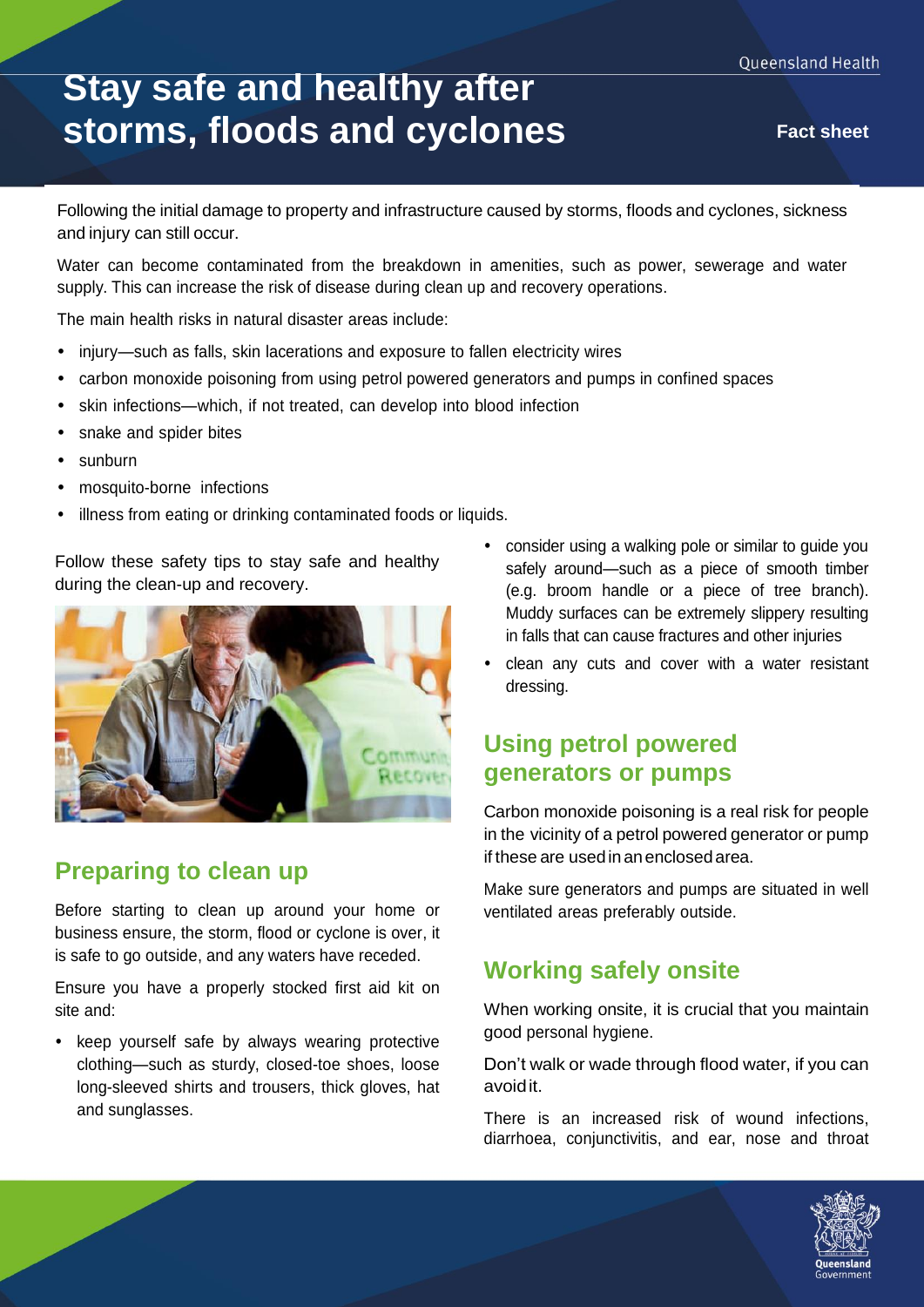# Stay safe and healthy after storms, floods and cyclones

Fact sheet

Following the initial damage to property and infrastructure caused by storms, floods and cyclones, sickness and injury can still occur.

Water can become contaminated from the breakdown in amenities, such as power, sewerage and water supply. This can increase the risk of disease during clean up and recovery operations.

The main health risks in natural disaster areas include:

- injury—such as falls, skin lacerations and exposure to fallen electricity wires
- carbon monoxide poisoning from using petrol powered generators and pumps in confined spaces
- skin infections—which, if not treated, can develop into blood infection
- snake and spider bites
- sunburn
- mosquito-borne infections
- illness from eating or drinking contaminated foods or liquids.

Follow these safety tips to stay safe and healthy during the clean-up and recovery.

## Preparing to clean up

Before starting to clean up around your home or business ensure, the storm, flood or cyclone is over, it is safe to go outside, and any waters have receded.

Ensure you have a properly stocked first aid kit on site and:

- keep yourself safe by always wearing protective clothing—such as sturdy, closed-toe shoes, loose long-sleeved shirts and trousers, thick gloves, hat and sunglasses.
- consider using a walking pole or similar to guide you safely around—such as a piece of smooth timber (e.g. broom handle or a piece of tree branch). Muddy surfaces can be extremely slippery resulting in falls that can cause fractures and other injuries
- clean any cuts and cover with a water resistant dressing.

## Using petrol powered generators or pumps

Carbon monoxide poisoning is a real risk for people in the vicinity of a petrol powered generator or pump if these are used in an enclosed area.

Make sure generators and pumps are situated in well ventilated areas preferably outside.

## Working safely onsite

When working onsite, it is crucial that you maintain good personal hygiene.

Don't walk or wade through flood water, if you can avoid it.

There is an increased risk of wound infections, diarrhoea, conjunctivitis, and ear, nose and throat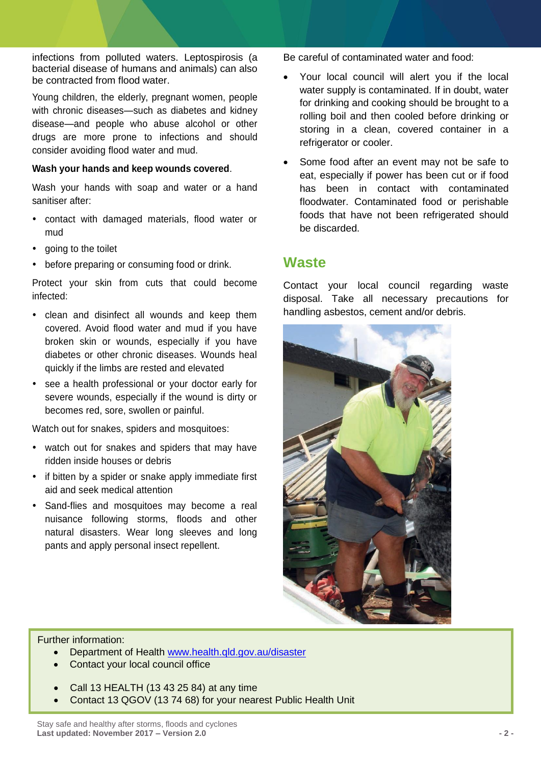infections from polluted waters. Leptospirosis (a bacterial disease of humans and animals) can also be contracted from flood water.

Young children, the elderly, pregnant women, people with chronic diseases—such as diabetes and kidney disease—and people who abuse alcohol or other drugs are more prone to infections and should consider avoiding flood water and mud.

**Wash your hands and keep wounds covered**.

Wash your hands with soap and water or a hand sanitiser after:

- contact with damaged materials, flood water or mud
- going to the toilet
- before preparing or consuming food or drink.

Protect your skin from cuts that could become infected:

- clean and disinfect all wounds and keep them covered. Avoid flood water and mud if you have broken skin or wounds, especially if you have diabetes or other chronic diseases. Wounds heal quickly if the limbs are rested and elevated
- see a health professional or your doctor early for severe wounds, especially if the wound is dirty or becomes red, sore, swollen or painful.

Watch out for snakes, spiders and mosquitoes:

- watch out for snakes and spiders that may have ridden inside houses or debris
- if bitten by a spider or snake apply immediate first aid and seek medical attention
- Sand-flies and mosquitoes may become a real nuisance following storms, floods and other natural disasters. Wear long sleeves and long pants and apply personal insect repellent.

Be careful of contaminated water and food:

- Your local council will alert you if the local water supply is contaminated. If in doubt, water for drinking and cooking should be brought to a rolling boil and then cooled before drinking or storing in a clean, covered container in a refrigerator or cooler.
- Some food after an event may not be safe to eat, especially if power has been cut or if food has been in contact with contaminated floodwater. Contaminated food or perishable foods that have not been refrigerated should be discarded.

## Waste

Contact your local council regarding waste disposal. Take all necessary precautions for handling asbestos, cement and/or debris.

Further information:

- Department of Health www.health.qld.gov.au/disaster
- Contact your local council office
- Call 13 HEALTH (13 43 25 84) at any time
- Contact 13 QGOV (13 74 68) for your nearest Public Health Unit

Stay safe and healthy after storms, floods and cyclones
**Last updated: November 2017 – Version 2.0**